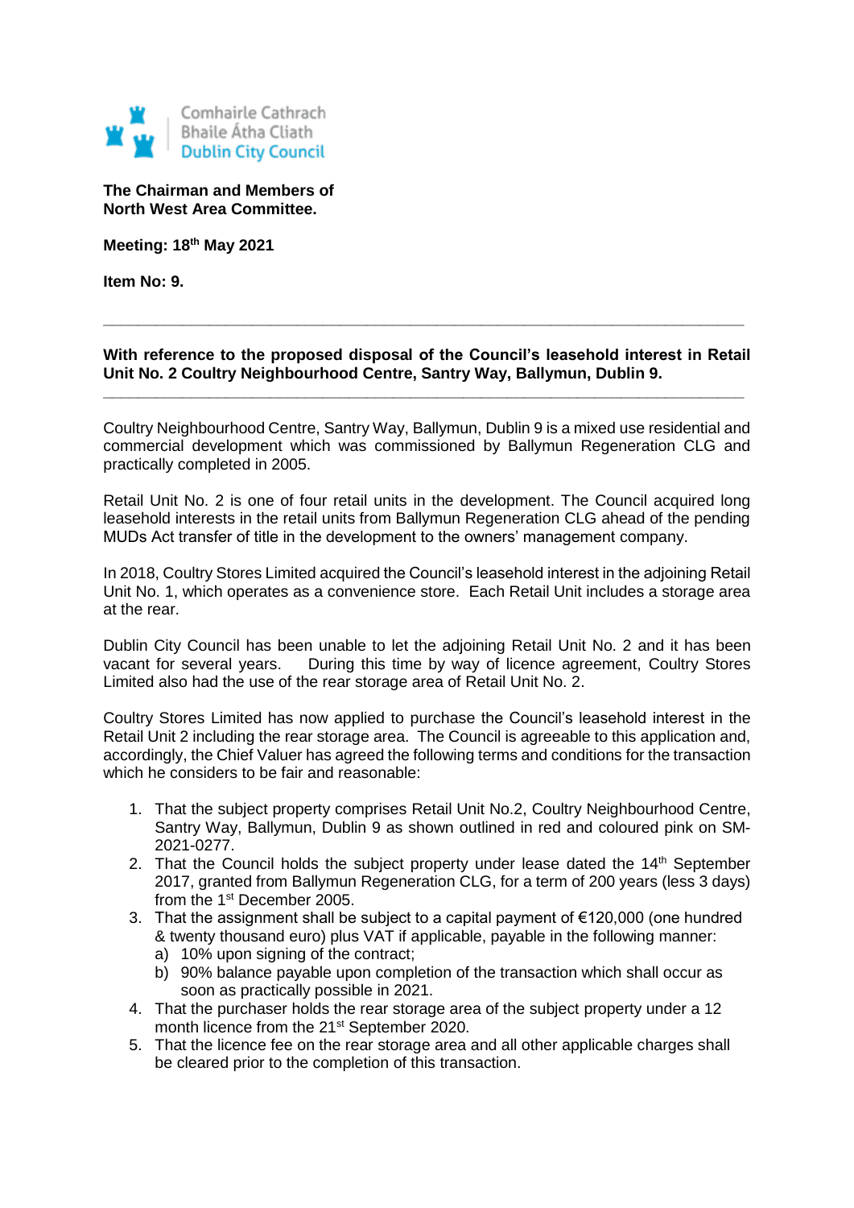Comhairle Cathrach
Bhaile Átha Cliath
Dublin City Council

**The Chairman and Members of**
**North West Area Committee.**

**Meeting: 18th May 2021**

**Item No: 9.**

---

**With reference to the proposed disposal of the Council's leasehold interest in Retail Unit No. 2 Coultry Neighbourhood Centre, Santry Way, Ballymun, Dublin 9.**

---

Coultry Neighbourhood Centre, Santry Way, Ballymun, Dublin 9 is a mixed use residential and commercial development which was commissioned by Ballymun Regeneration CLG and practically completed in 2005.

Retail Unit No. 2 is one of four retail units in the development. The Council acquired long leasehold interests in the retail units from Ballymun Regeneration CLG ahead of the pending MUDs Act transfer of title in the development to the owners' management company.

In 2018, Coultry Stores Limited acquired the Council's leasehold interest in the adjoining Retail Unit No. 1, which operates as a convenience store. Each Retail Unit includes a storage area at the rear.

Dublin City Council has been unable to let the adjoining Retail Unit No. 2 and it has been vacant for several years. During this time by way of licence agreement, Coultry Stores Limited also had the use of the rear storage area of Retail Unit No. 2.

Coultry Stores Limited has now applied to purchase the Council's leasehold interest in the Retail Unit 2 including the rear storage area. The Council is agreeable to this application and, accordingly, the Chief Valuer has agreed the following terms and conditions for the transaction which he considers to be fair and reasonable:

1. That the subject property comprises Retail Unit No.2, Coultry Neighbourhood Centre, Santry Way, Ballymun, Dublin 9 as shown outlined in red and coloured pink on SM-2021-0277.
2. That the Council holds the subject property under lease dated the 14th September 2017, granted from Ballymun Regeneration CLG, for a term of 200 years (less 3 days) from the 1st December 2005.
3. That the assignment shall be subject to a capital payment of €120,000 (one hundred & twenty thousand euro) plus VAT if applicable, payable in the following manner:
   a) 10% upon signing of the contract;
   b) 90% balance payable upon completion of the transaction which shall occur as soon as practically possible in 2021.
4. That the purchaser holds the rear storage area of the subject property under a 12 month licence from the 21st September 2020.
5. That the licence fee on the rear storage area and all other applicable charges shall be cleared prior to the completion of this transaction.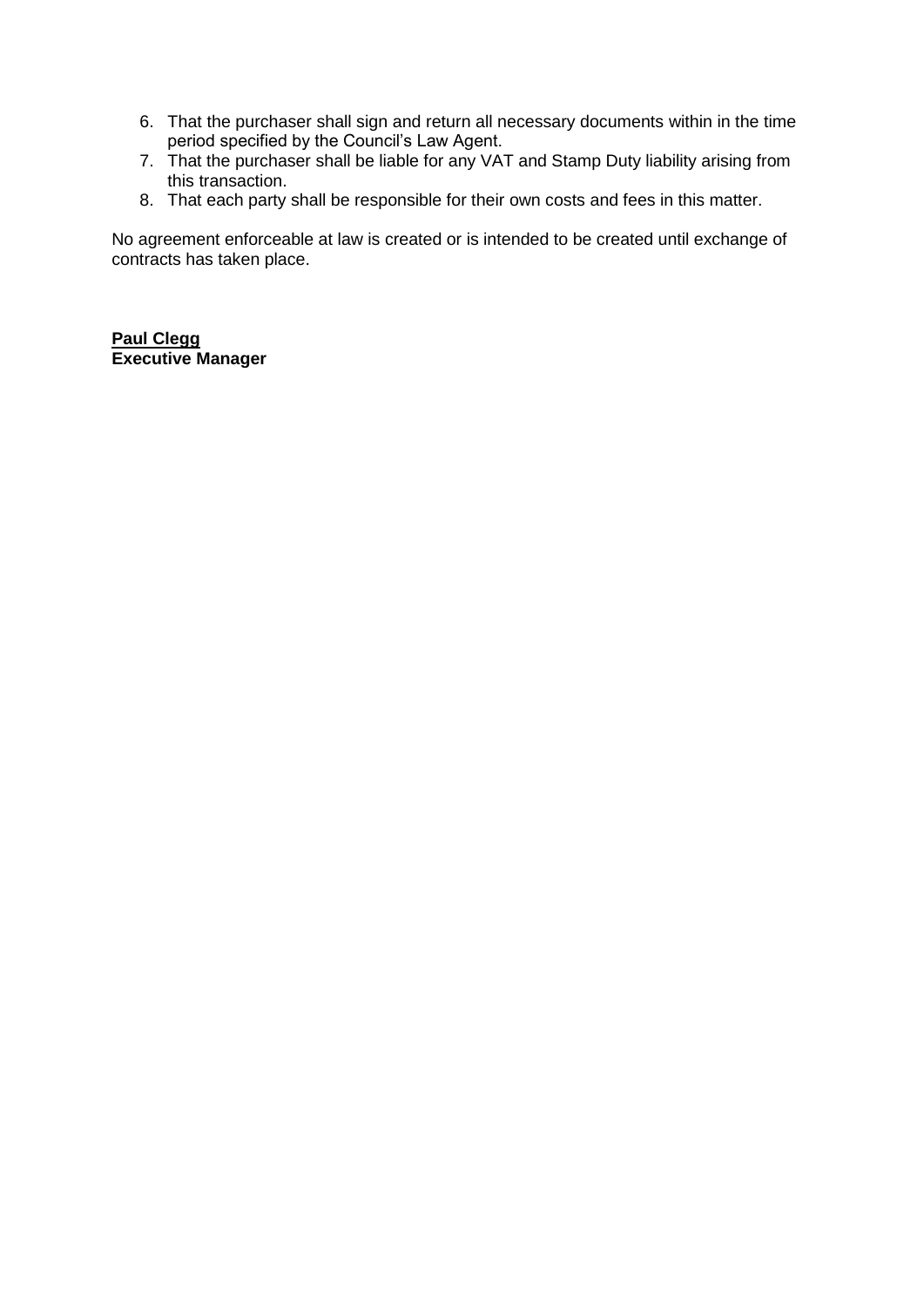6. That the purchaser shall sign and return all necessary documents within in the time period specified by the Council's Law Agent.
7. That the purchaser shall be liable for any VAT and Stamp Duty liability arising from this transaction.
8. That each party shall be responsible for their own costs and fees in this matter.

No agreement enforceable at law is created or is intended to be created until exchange of contracts has taken place.

**Paul Clegg**
**Executive Manager**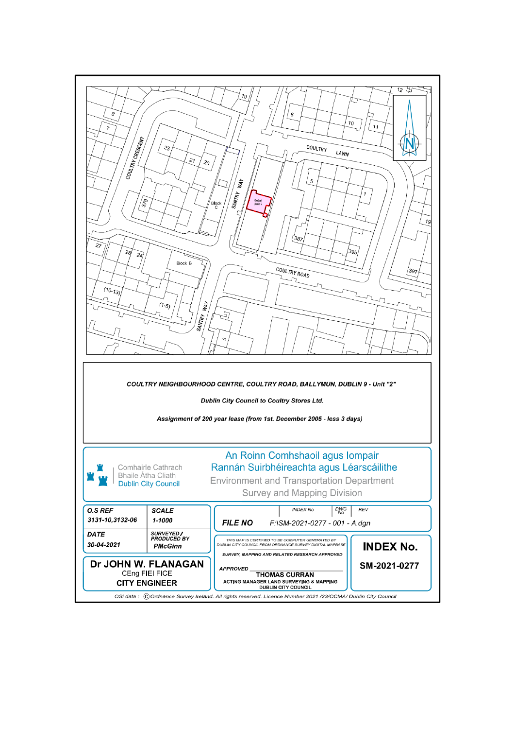COULTRY NEIGHBOURHOOD CENTRE, COULTRY ROAD, BALLYMUN, DUBLIN 9 - Unit "2"

Dublin City Council to Coultry Stores Ltd.

Assignment of 200 year lease (from 1st. December 2005 - less 3 days)

Comhairle Cathrach Bhaile Átha Cliath
Dublin City Council

An Roinn Comhshaoil agus Iompair
Rannán Suirbhéireachta agus Léarscáilithe
Environment and Transportation Department
Survey and Mapping Division

| | |
|---|---|
| **O.S REF** 3131-10,3132-06 | **SCALE** 1-1000 |
| **DATE** 30-04-2021 | **SURVEYED / PRODUCED BY** PMcGinn |

**Dr JOHN W. FLANAGAN**
CEng FIEI FICE
**CITY ENGINEER**

INDEX No | DWG No | REV

**FILE NO** F:\SM-2021-0277 - 001 - A.dgn

THIS MAP IS CERTIFIED TO BE COMPUTER GENERATED BY DUBLIN CITY COUNCIL FROM ORDNANCE SURVEY DIGITAL MAPBASE

SURVEY, MAPPING AND RELATED RESEARCH APPROVED

APPROVED
THOMAS CURRAN
ACTING MANAGER LAND SURVEYING & MAPPING
DUBLIN CITY COUNCIL

**INDEX No.**
**SM-2021-0277**

OSi data : © Ordnance Survey Ireland. All rights reserved. Licence Number 2021 /23/CCMA/ Dublin City Council